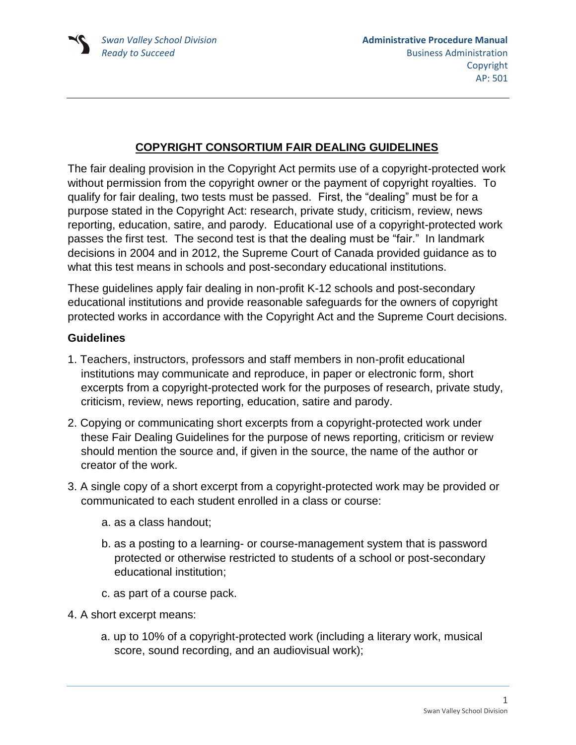# COPYRIGHT CONSORTIUM FAIR DEALING GUIDELINES

The fair dealing provision in the Copyright Act permits use of a copyright-protected work without permission from the copyright owner or the payment of copyright royalties. To qualify for fair dealing, two tests must be passed. First, the "dealing" must be for a purpose stated in the Copyright Act: research, private study, criticism, review, news reporting, education, satire, and parody. Educational use of a copyright-protected work passes the first test. The second test is that the dealing must be "fair." In landmark decisions in 2004 and in 2012, the Supreme Court of Canada provided guidance as to what this test means in schools and post-secondary educational institutions.

These guidelines apply fair dealing in non-profit K-12 schools and post-secondary educational institutions and provide reasonable safeguards for the owners of copyright protected works in accordance with the Copyright Act and the Supreme Court decisions.

### Guidelines

1. Teachers, instructors, professors and staff members in non-profit educational institutions may communicate and reproduce, in paper or electronic form, short excerpts from a copyright-protected work for the purposes of research, private study, criticism, review, news reporting, education, satire and parody.
2. Copying or communicating short excerpts from a copyright-protected work under these Fair Dealing Guidelines for the purpose of news reporting, criticism or review should mention the source and, if given in the source, the name of the author or creator of the work.
3. A single copy of a short excerpt from a copyright-protected work may be provided or communicated to each student enrolled in a class or course:
   a. as a class handout;
   b. as a posting to a learning- or course-management system that is password protected or otherwise restricted to students of a school or post-secondary educational institution;
   c. as part of a course pack.
4. A short excerpt means:
   a. up to 10% of a copyright-protected work (including a literary work, musical score, sound recording, and an audiovisual work);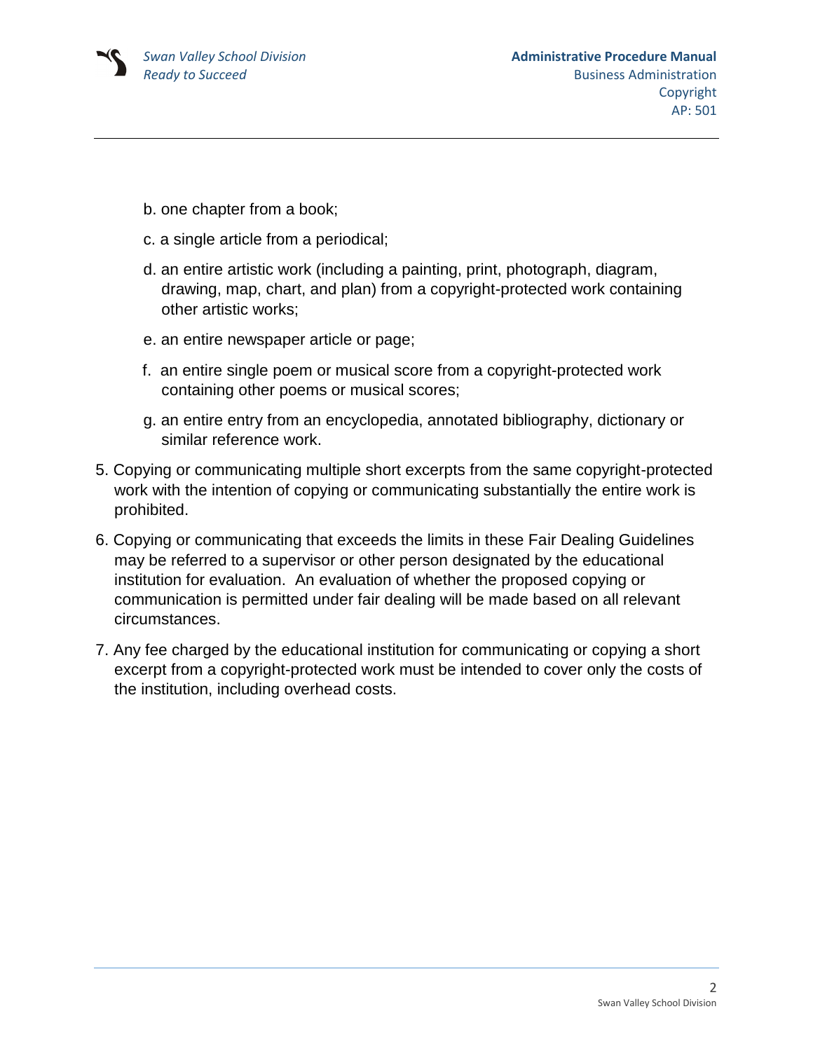b. one chapter from a book;

c. a single article from a periodical;

d. an entire artistic work (including a painting, print, photograph, diagram, drawing, map, chart, and plan) from a copyright-protected work containing other artistic works;

e. an entire newspaper article or page;

f. an entire single poem or musical score from a copyright-protected work containing other poems or musical scores;

g. an entire entry from an encyclopedia, annotated bibliography, dictionary or similar reference work.

5. Copying or communicating multiple short excerpts from the same copyright-protected work with the intention of copying or communicating substantially the entire work is prohibited.

6. Copying or communicating that exceeds the limits in these Fair Dealing Guidelines may be referred to a supervisor or other person designated by the educational institution for evaluation. An evaluation of whether the proposed copying or communication is permitted under fair dealing will be made based on all relevant circumstances.

7. Any fee charged by the educational institution for communicating or copying a short excerpt from a copyright-protected work must be intended to cover only the costs of the institution, including overhead costs.